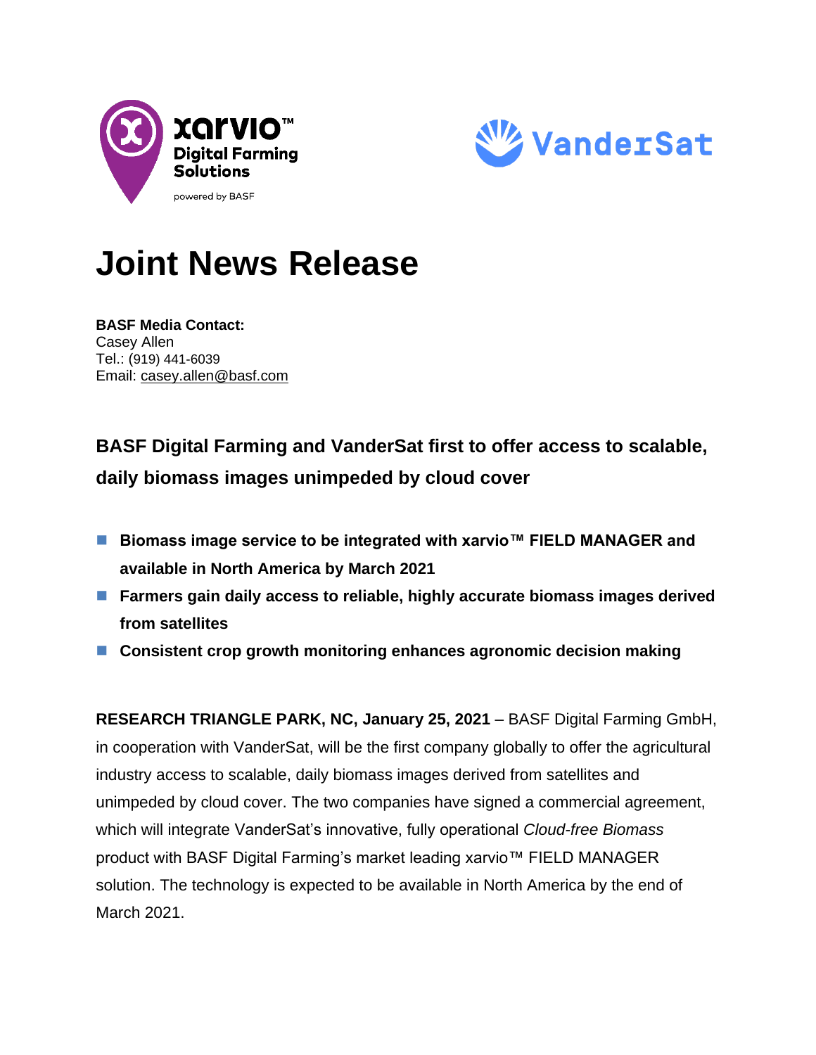# Joint News Release

**BASF Media Contact:**
Casey Allen
Tel.: (919) 441-6039
Email: casey.allen@basf.com

## BASF Digital Farming and VanderSat first to offer access to scalable, daily biomass images unimpeded by cloud cover

- **Biomass image service to be integrated with xarvio™ FIELD MANAGER and available in North America by March 2021**
- **Farmers gain daily access to reliable, highly accurate biomass images derived from satellites**
- **Consistent crop growth monitoring enhances agronomic decision making**

**RESEARCH TRIANGLE PARK, NC, January 25, 2021** – BASF Digital Farming GmbH, in cooperation with VanderSat, will be the first company globally to offer the agricultural industry access to scalable, daily biomass images derived from satellites and unimpeded by cloud cover. The two companies have signed a commercial agreement, which will integrate VanderSat's innovative, fully operational *Cloud-free Biomass* product with BASF Digital Farming's market leading xarvio™ FIELD MANAGER solution. The technology is expected to be available in North America by the end of March 2021.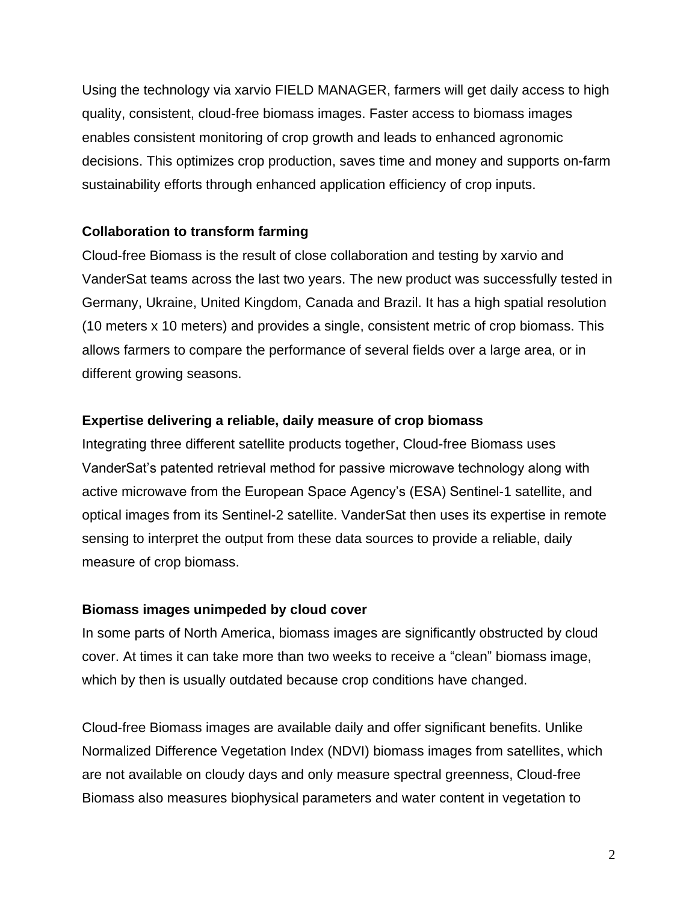Using the technology via xarvio FIELD MANAGER, farmers will get daily access to high quality, consistent, cloud-free biomass images. Faster access to biomass images enables consistent monitoring of crop growth and leads to enhanced agronomic decisions. This optimizes crop production, saves time and money and supports on-farm sustainability efforts through enhanced application efficiency of crop inputs.

**Collaboration to transform farming**

Cloud-free Biomass is the result of close collaboration and testing by xarvio and VanderSat teams across the last two years. The new product was successfully tested in Germany, Ukraine, United Kingdom, Canada and Brazil. It has a high spatial resolution (10 meters x 10 meters) and provides a single, consistent metric of crop biomass. This allows farmers to compare the performance of several fields over a large area, or in different growing seasons.

**Expertise delivering a reliable, daily measure of crop biomass**

Integrating three different satellite products together, Cloud-free Biomass uses VanderSat's patented retrieval method for passive microwave technology along with active microwave from the European Space Agency's (ESA) Sentinel-1 satellite, and optical images from its Sentinel-2 satellite. VanderSat then uses its expertise in remote sensing to interpret the output from these data sources to provide a reliable, daily measure of crop biomass.

**Biomass images unimpeded by cloud cover**

In some parts of North America, biomass images are significantly obstructed by cloud cover. At times it can take more than two weeks to receive a "clean" biomass image, which by then is usually outdated because crop conditions have changed.

Cloud-free Biomass images are available daily and offer significant benefits. Unlike Normalized Difference Vegetation Index (NDVI) biomass images from satellites, which are not available on cloudy days and only measure spectral greenness, Cloud-free Biomass also measures biophysical parameters and water content in vegetation to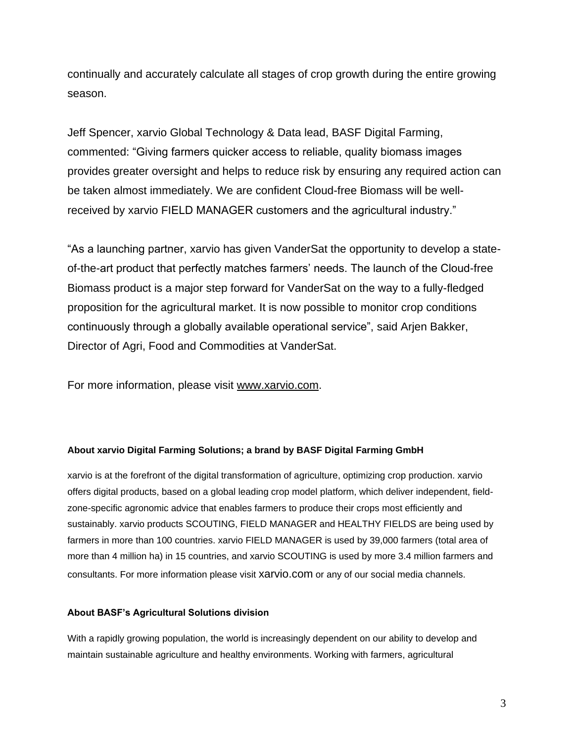continually and accurately calculate all stages of crop growth during the entire growing season.

Jeff Spencer, xarvio Global Technology & Data lead, BASF Digital Farming, commented: “Giving farmers quicker access to reliable, quality biomass images provides greater oversight and helps to reduce risk by ensuring any required action can be taken almost immediately. We are confident Cloud-free Biomass will be well-received by xarvio FIELD MANAGER customers and the agricultural industry.”

“As a launching partner, xarvio has given VanderSat the opportunity to develop a state-of-the-art product that perfectly matches farmers’ needs. The launch of the Cloud-free Biomass product is a major step forward for VanderSat on the way to a fully-fledged proposition for the agricultural market. It is now possible to monitor crop conditions continuously through a globally available operational service”, said Arjen Bakker, Director of Agri, Food and Commodities at VanderSat.

For more information, please visit www.xarvio.com.

**About xarvio Digital Farming Solutions; a brand by BASF Digital Farming GmbH**

xarvio is at the forefront of the digital transformation of agriculture, optimizing crop production. xarvio offers digital products, based on a global leading crop model platform, which deliver independent, field-zone-specific agronomic advice that enables farmers to produce their crops most efficiently and sustainably. xarvio products SCOUTING, FIELD MANAGER and HEALTHY FIELDS are being used by farmers in more than 100 countries. xarvio FIELD MANAGER is used by 39,000 farmers (total area of more than 4 million ha) in 15 countries, and xarvio SCOUTING is used by more 3.4 million farmers and consultants. For more information please visit xarvio.com or any of our social media channels.

**About BASF’s Agricultural Solutions division**

With a rapidly growing population, the world is increasingly dependent on our ability to develop and maintain sustainable agriculture and healthy environments. Working with farmers, agricultural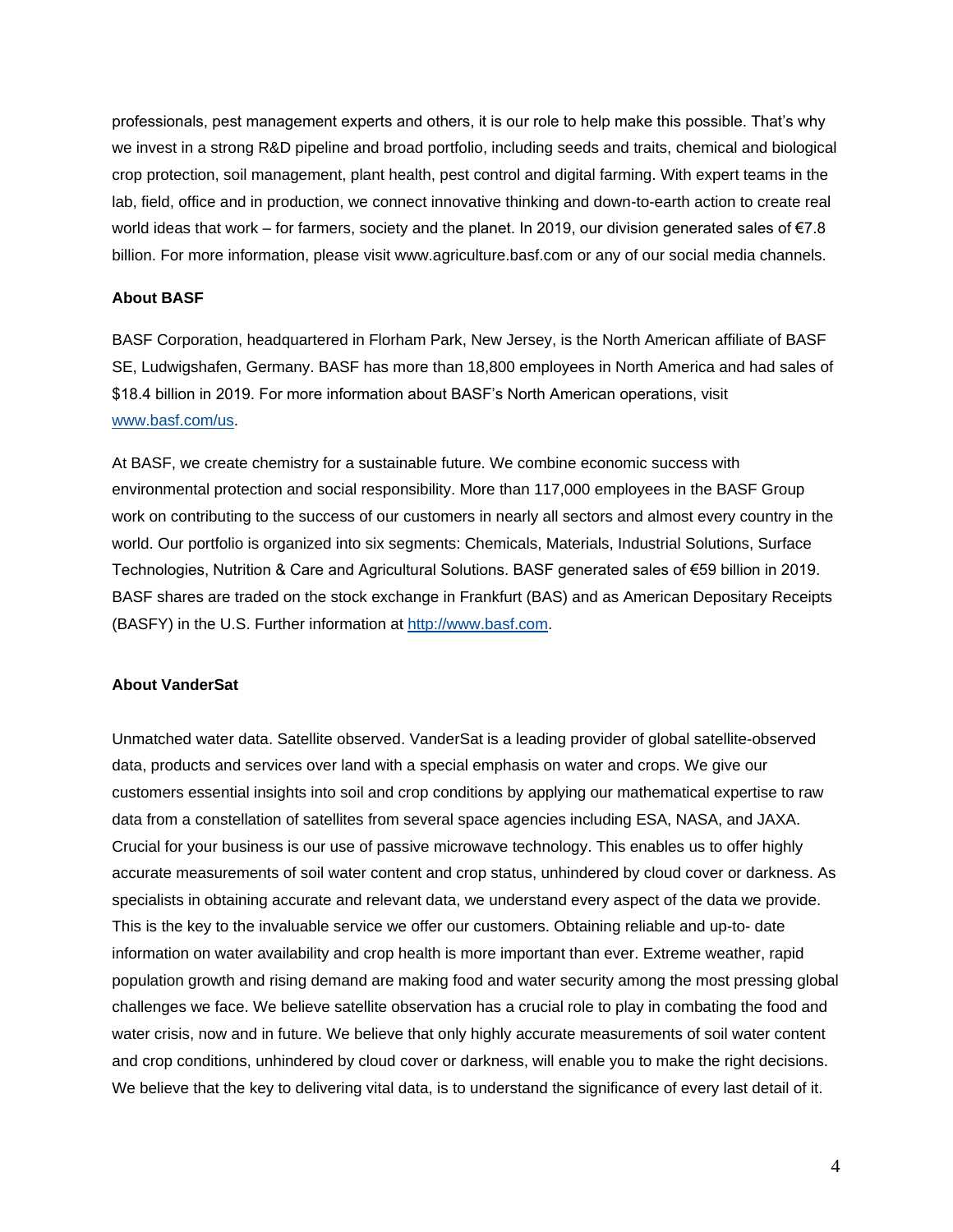professionals, pest management experts and others, it is our role to help make this possible. That's why we invest in a strong R&D pipeline and broad portfolio, including seeds and traits, chemical and biological crop protection, soil management, plant health, pest control and digital farming. With expert teams in the lab, field, office and in production, we connect innovative thinking and down-to-earth action to create real world ideas that work – for farmers, society and the planet. In 2019, our division generated sales of €7.8 billion. For more information, please visit www.agriculture.basf.com or any of our social media channels.

**About BASF**

BASF Corporation, headquartered in Florham Park, New Jersey, is the North American affiliate of BASF SE, Ludwigshafen, Germany. BASF has more than 18,800 employees in North America and had sales of $18.4 billion in 2019. For more information about BASF's North American operations, visit [www.basf.com/us](www.basf.com/us).

At BASF, we create chemistry for a sustainable future. We combine economic success with environmental protection and social responsibility. More than 117,000 employees in the BASF Group work on contributing to the success of our customers in nearly all sectors and almost every country in the world. Our portfolio is organized into six segments: Chemicals, Materials, Industrial Solutions, Surface Technologies, Nutrition & Care and Agricultural Solutions. BASF generated sales of €59 billion in 2019. BASF shares are traded on the stock exchange in Frankfurt (BAS) and as American Depositary Receipts (BASFY) in the U.S. Further information at [http://www.basf.com](http://www.basf.com).

**About VanderSat**

Unmatched water data. Satellite observed. VanderSat is a leading provider of global satellite-observed data, products and services over land with a special emphasis on water and crops. We give our customers essential insights into soil and crop conditions by applying our mathematical expertise to raw data from a constellation of satellites from several space agencies including ESA, NASA, and JAXA. Crucial for your business is our use of passive microwave technology. This enables us to offer highly accurate measurements of soil water content and crop status, unhindered by cloud cover or darkness. As specialists in obtaining accurate and relevant data, we understand every aspect of the data we provide. This is the key to the invaluable service we offer our customers. Obtaining reliable and up-to- date information on water availability and crop health is more important than ever. Extreme weather, rapid population growth and rising demand are making food and water security among the most pressing global challenges we face. We believe satellite observation has a crucial role to play in combating the food and water crisis, now and in future. We believe that only highly accurate measurements of soil water content and crop conditions, unhindered by cloud cover or darkness, will enable you to make the right decisions. We believe that the key to delivering vital data, is to understand the significance of every last detail of it.